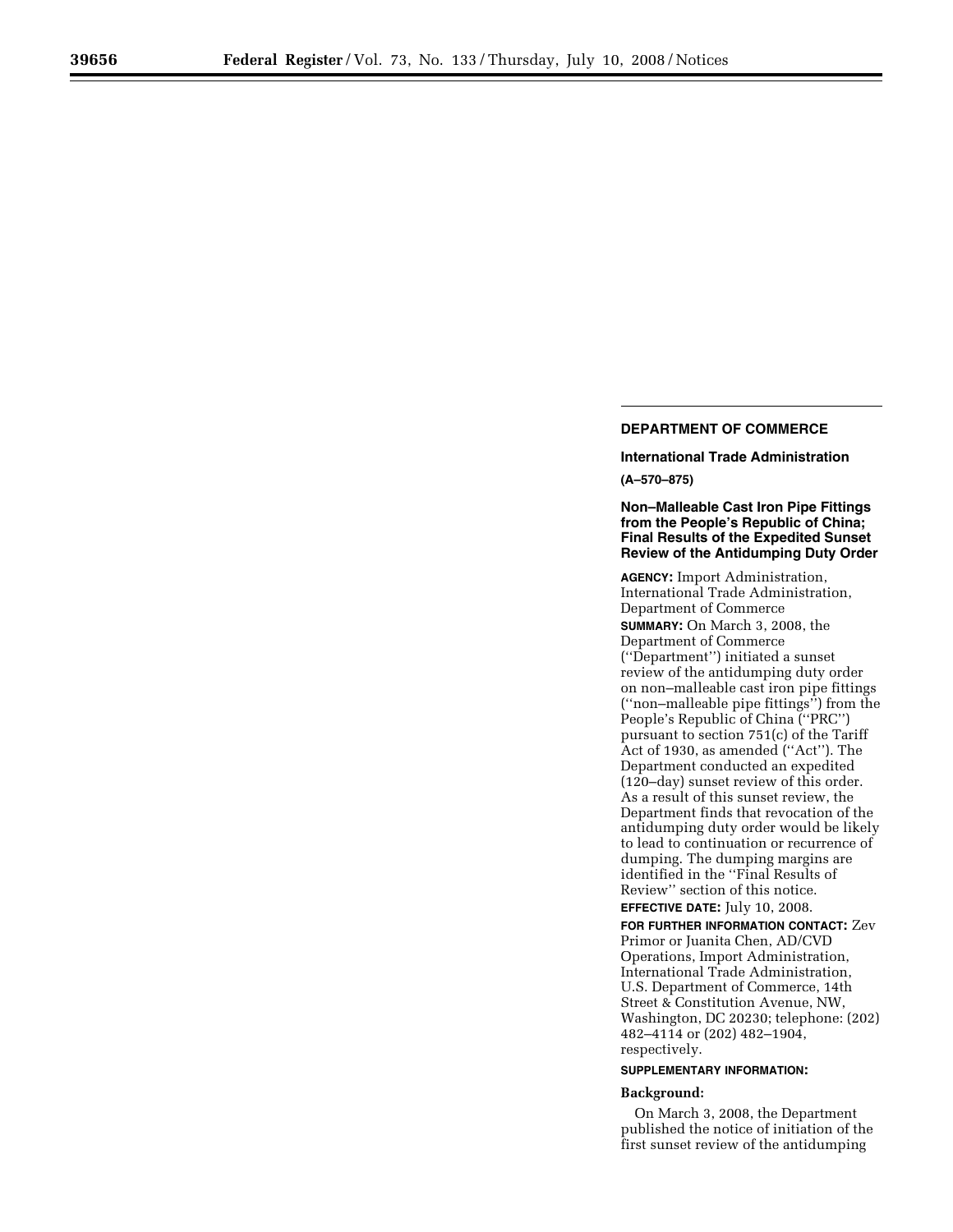## DEPARTMENT OF COMMERCE

### International Trade Administration

**(A–570–875)**

### Non–Malleable Cast Iron Pipe Fittings from the People's Republic of China; Final Results of the Expedited Sunset Review of the Antidumping Duty Order

**AGENCY:** Import Administration, International Trade Administration, Department of Commerce

**SUMMARY:** On March 3, 2008, the Department of Commerce (''Department'') initiated a sunset review of the antidumping duty order on non–malleable cast iron pipe fittings (''non–malleable pipe fittings'') from the People's Republic of China (''PRC'') pursuant to section 751(c) of the Tariff Act of 1930, as amended (''Act''). The Department conducted an expedited (120–day) sunset review of this order. As a result of this sunset review, the Department finds that revocation of the antidumping duty order would be likely to lead to continuation or recurrence of dumping. The dumping margins are identified in the ''Final Results of Review'' section of this notice.

**EFFECTIVE DATE:** July 10, 2008.

**FOR FURTHER INFORMATION CONTACT:** Zev Primor or Juanita Chen, AD/CVD Operations, Import Administration, International Trade Administration, U.S. Department of Commerce, 14th Street & Constitution Avenue, NW, Washington, DC 20230; telephone: (202) 482–4114 or (202) 482–1904, respectively.

**SUPPLEMENTARY INFORMATION:**

**Background:**

On March 3, 2008, the Department published the notice of initiation of the first sunset review of the antidumping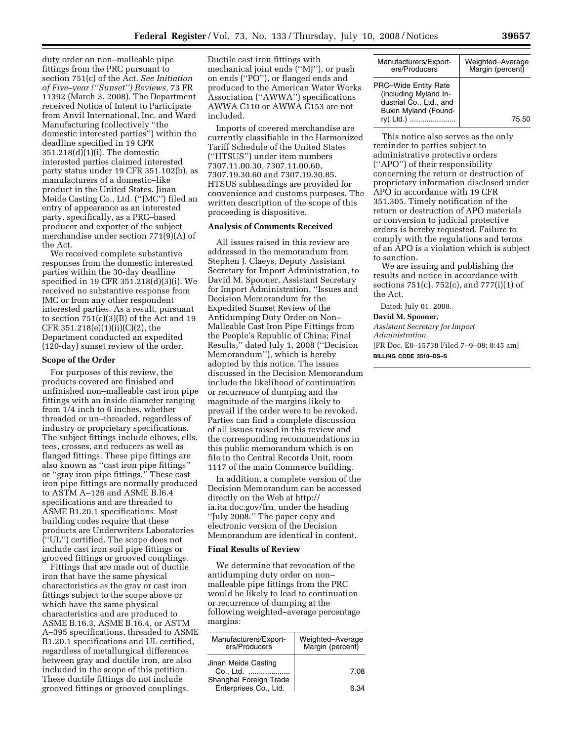duty order on non–malleable pipe fittings from the PRC pursuant to section 751(c) of the Act. *See Initiation of Five–year (''Sunset'') Reviews*, 73 FR 11392 (March 3, 2008). The Department received Notice of Intent to Participate from Anvil International, Inc. and Ward Manufacturing (collectively ''the domestic interested parties'') within the deadline specified in 19 CFR 351.218(d)(1)(i). The domestic interested parties claimed interested party status under 19 CFR 351.102(b), as manufacturers of a domestic–like product in the United States. Jinan Meide Casting Co., Ltd. (''JMC'') filed an entry of appearance as an interested party, specifically, as a PRC–based producer and exporter of the subject merchandise under section 771(9)(A) of the Act.

We received complete substantive responses from the domestic interested parties within the 30-day deadline specified in 19 CFR 351.218(d)(3)(i). We received no substantive response from JMC or from any other respondent interested parties. As a result, pursuant to section 751(c)(3)(B) of the Act and 19 CFR 351.218(e)(1)(ii)(C)(2), the Department conducted an expedited (120-day) sunset review of the order.

**Scope of the Order**

For purposes of this review, the products covered are finished and unfinished non–malleable cast iron pipe fittings with an inside diameter ranging from 1/4 inch to 6 inches, whether threaded or un–threaded, regardless of industry or proprietary specifications. The subject fittings include elbows, ells, tees, crosses, and reducers as well as flanged fittings. These pipe fittings are also known as ''cast iron pipe fittings'' or ''gray iron pipe fittings.'' These cast iron pipe fittings are normally produced to ASTM A–126 and ASME B.l6.4 specifications and are threaded to ASME B1.20.1 specifications. Most building codes require that these products are Underwriters Laboratories (''UL'') certified. The scope does not include cast iron soil pipe fittings or grooved fittings or grooved couplings.

Fittings that are made out of ductile iron that have the same physical characteristics as the gray or cast iron fittings subject to the scope above or which have the same physical characteristics and are produced to ASME B.16.3, ASME B.16.4, or ASTM A–395 specifications, threaded to ASME B1.20.1 specifications and UL certified, regardless of metallurgical differences between gray and ductile iron, are also included in the scope of this petition. These ductile fittings do not include grooved fittings or grooved couplings. Ductile cast iron fittings with mechanical joint ends (''MJ''), or push on ends (''PO''), or flanged ends and produced to the American Water Works Association (''AWWA'') specifications AWWA C110 or AWWA C153 are not included.

Imports of covered merchandise are currently classifiable in the Harmonized Tariff Schedule of the United States (''HTSUS'') under item numbers 7307.11.00.30, 7307.11.00.60, 7307.19.30.60 and 7307.19.30.85. HTSUS subheadings are provided for convenience and customs purposes. The written description of the scope of this proceeding is dispositive.

**Analysis of Comments Received**

All issues raised in this review are addressed in the memorandum from Stephen J. Claeys, Deputy Assistant Secretary for Import Administration, to David M. Spooner, Assistant Secretary for Import Administration, ''Issues and Decision Memorandum for the Expedited Sunset Review of the Antidumping Duty Order on Non–Malleable Cast Iron Pipe Fittings from the People's Republic of China; Final Results,'' dated July 1, 2008 (''Decision Memorandum''), which is hereby adopted by this notice. The issues discussed in the Decision Memorandum include the likelihood of continuation or recurrence of dumping and the magnitude of the margins likely to prevail if the order were to be revoked. Parties can find a complete discussion of all issues raised in this review and the corresponding recommendations in this public memorandum which is on file in the Central Records Unit, room 1117 of the main Commerce building.

In addition, a complete version of the Decision Memorandum can be accessed directly on the Web at http://ia.ita.doc.gov/frn, under the heading ''July 2008.'' The paper copy and electronic version of the Decision Memorandum are identical in content.

**Final Results of Review**

We determine that revocation of the antidumping duty order on non–malleable pipe fittings from the PRC would be likely to lead to continuation or recurrence of dumping at the following weighted–average percentage margins:

| Manufacturers/Exporters/Producers | Weighted–Average Margin (percent) |
|---|---|
| Jinan Meide Casting Co., Ltd. | 7.08 |
| Shanghai Foreign Trade Enterprises Co., Ltd. | 6.34 |
| PRC–Wide Entity Rate (including Myland Industrial Co., Ltd., and Buxin Myland (Foundry) Ltd.) | 75.50 |

This notice also serves as the only reminder to parties subject to administrative protective orders (''APO'') of their responsibility concerning the return or destruction of proprietary information disclosed under APO in accordance with 19 CFR 351.305. Timely notification of the return or destruction of APO materials or conversion to judicial protective orders is hereby requested. Failure to comply with the regulations and terms of an APO is a violation which is subject to sanction.

We are issuing and publishing the results and notice in accordance with sections 751(c), 752(c), and 777(i)(1) of the Act.

Dated: July 01, 2008.

**David M. Spooner,**

*Assistant Secretary for Import Administration.*

[FR Doc. E8–15738 Filed 7–9–08; 8:45 am]

**BILLING CODE 3510–DS–S**